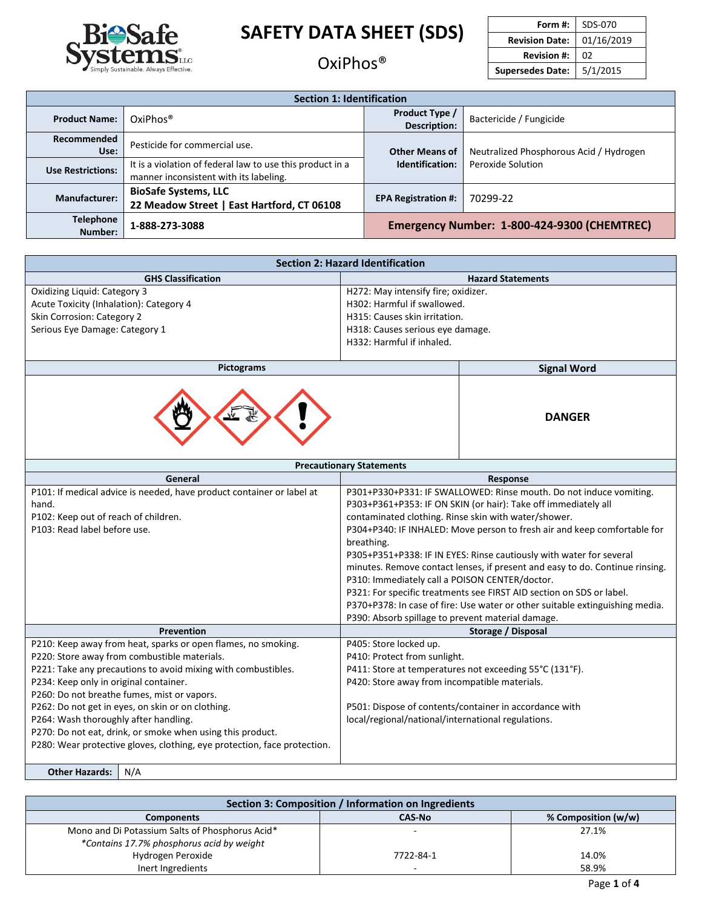BioSafe Systems LLC
Simply Sustainable. Always Effective.

# SAFETY DATA SHEET (SDS)

## OxiPhos®

| Form #: | SDS-070 |
|---|---|
| Revision Date: | 01/16/2019 |
| Revision #: | 02 |
| Supersedes Date: | 5/1/2015 |

## Section 1: Identification

| | | | |
|---|---|---|---|
| **Product Name:** | OxiPhos® | **Product Type / Description:** | Bactericide / Fungicide |
| **Recommended Use:** | Pesticide for commercial use. | **Other Means of Identification:** | Neutralized Phosphorous Acid / Hydrogen Peroxide Solution |
| **Use Restrictions:** | It is a violation of federal law to use this product in a manner inconsistent with its labeling. | | |
| **Manufacturer:** | **BioSafe Systems, LLC**<br>**22 Meadow Street \| East Hartford, CT 06108** | **EPA Registration #:** | 70299-22 |
| **Telephone Number:** | **1-888-273-3088** | **Emergency Number: 1-800-424-9300 (CHEMTREC)** | |

## Section 2: Hazard Identification

| GHS Classification | Hazard Statements |
|---|---|
| Oxidizing Liquid: Category 3<br>Acute Toxicity (Inhalation): Category 4<br>Skin Corrosion: Category 2<br>Serious Eye Damage: Category 1 | H272: May intensify fire; oxidizer.<br>H302: Harmful if swallowed.<br>H315: Causes skin irritation.<br>H318: Causes serious eye damage.<br>H332: Harmful if inhaled. |

| Pictograms | Signal Word |
|---|---|
| | **DANGER** |

### Precautionary Statements

| General | Response |
|---|---|
| P101: If medical advice is needed, have product container or label at hand.<br>P102: Keep out of reach of children.<br>P103: Read label before use. | P301+P330+P331: IF SWALLOWED: Rinse mouth. Do not induce vomiting.<br>P303+P361+P353: IF ON SKIN (or hair): Take off immediately all contaminated clothing. Rinse skin with water/shower.<br>P304+P340: IF INHALED: Move person to fresh air and keep comfortable for breathing.<br>P305+P351+P338: IF IN EYES: Rinse cautiously with water for several minutes. Remove contact lenses, if present and easy to do. Continue rinsing.<br>P310: Immediately call a POISON CENTER/doctor.<br>P321: For specific treatments see FIRST AID section on SDS or label.<br>P370+P378: In case of fire: Use water or other suitable extinguishing media.<br>P390: Absorb spillage to prevent material damage. |

| Prevention | Storage / Disposal |
|---|---|
| P210: Keep away from heat, sparks or open flames, no smoking.<br>P220: Store away from combustible materials.<br>P221: Take any precautions to avoid mixing with combustibles.<br>P234: Keep only in original container.<br>P260: Do not breathe fumes, mist or vapors.<br>P262: Do not get in eyes, on skin or on clothing.<br>P264: Wash thoroughly after handling.<br>P270: Do not eat, drink, or smoke when using this product.<br>P280: Wear protective gloves, clothing, eye protection, face protection. | P405: Store locked up.<br>P410: Protect from sunlight.<br>P411: Store at temperatures not exceeding 55°C (131°F).<br>P420: Store away from incompatible materials.<br><br>P501: Dispose of contents/container in accordance with local/regional/national/international regulations. |

**Other Hazards:** N/A

## Section 3: Composition / Information on Ingredients

| Components | CAS-No | % Composition (w/w) |
|---|---|---|
| Mono and Di Potassium Salts of Phosphorus Acid*<br>*\*Contains 17.7% phosphorus acid by weight* | - | 27.1% |
| Hydrogen Peroxide | 7722-84-1 | 14.0% |
| Inert Ingredients | - | 58.9% |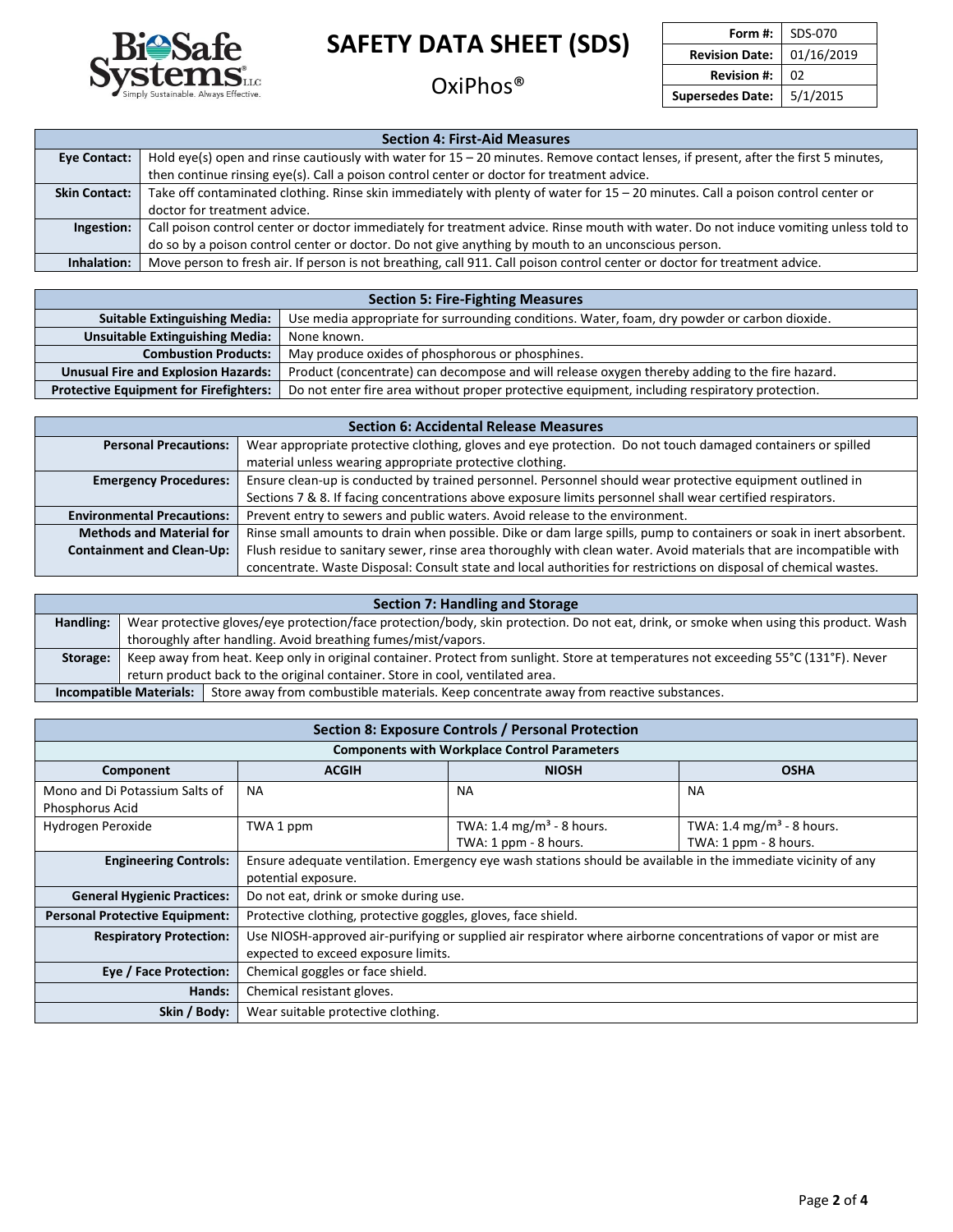# SAFETY DATA SHEET (SDS)

## OxiPhos®

| Form #: | SDS-070 |
|---|---|
| Revision Date: | 01/16/2019 |
| Revision #: | 02 |
| Supersedes Date: | 5/1/2015 |

| Section 4: First-Aid Measures | |
|---|---|
| **Eye Contact:** | Hold eye(s) open and rinse cautiously with water for 15 – 20 minutes. Remove contact lenses, if present, after the first 5 minutes, then continue rinsing eye(s). Call a poison control center or doctor for treatment advice. |
| **Skin Contact:** | Take off contaminated clothing. Rinse skin immediately with plenty of water for 15 – 20 minutes. Call a poison control center or doctor for treatment advice. |
| **Ingestion:** | Call poison control center or doctor immediately for treatment advice. Rinse mouth with water. Do not induce vomiting unless told to do so by a poison control center or doctor. Do not give anything by mouth to an unconscious person. |
| **Inhalation:** | Move person to fresh air. If person is not breathing, call 911. Call poison control center or doctor for treatment advice. |

| Section 5: Fire-Fighting Measures | |
|---|---|
| **Suitable Extinguishing Media:** | Use media appropriate for surrounding conditions. Water, foam, dry powder or carbon dioxide. |
| **Unsuitable Extinguishing Media:** | None known. |
| **Combustion Products:** | May produce oxides of phosphorous or phosphines. |
| **Unusual Fire and Explosion Hazards:** | Product (concentrate) can decompose and will release oxygen thereby adding to the fire hazard. |
| **Protective Equipment for Firefighters:** | Do not enter fire area without proper protective equipment, including respiratory protection. |

| Section 6: Accidental Release Measures | |
|---|---|
| **Personal Precautions:** | Wear appropriate protective clothing, gloves and eye protection. Do not touch damaged containers or spilled material unless wearing appropriate protective clothing. |
| **Emergency Procedures:** | Ensure clean-up is conducted by trained personnel. Personnel should wear protective equipment outlined in Sections 7 & 8. If facing concentrations above exposure limits personnel shall wear certified respirators. |
| **Environmental Precautions:** | Prevent entry to sewers and public waters. Avoid release to the environment. |
| **Methods and Material for Containment and Clean-Up:** | Rinse small amounts to drain when possible. Dike or dam large spills, pump to containers or soak in inert absorbent. Flush residue to sanitary sewer, rinse area thoroughly with clean water. Avoid materials that are incompatible with concentrate. Waste Disposal: Consult state and local authorities for restrictions on disposal of chemical wastes. |

| Section 7: Handling and Storage | |
|---|---|
| **Handling:** | Wear protective gloves/eye protection/face protection/body, skin protection. Do not eat, drink, or smoke when using this product. Wash thoroughly after handling. Avoid breathing fumes/mist/vapors. |
| **Storage:** | Keep away from heat. Keep only in original container. Protect from sunlight. Store at temperatures not exceeding 55°C (131°F). Never return product back to the original container. Store in cool, ventilated area. |
| **Incompatible Materials:** | Store away from combustible materials. Keep concentrate away from reactive substances. |

| Section 8: Exposure Controls / Personal Protection | | | |
|---|---|---|---|
| **Components with Workplace Control Parameters** | | | |
| **Component** | **ACGIH** | **NIOSH** | **OSHA** |
| Mono and Di Potassium Salts of Phosphorus Acid | NA | NA | NA |
| Hydrogen Peroxide | TWA 1 ppm | TWA: 1.4 mg/m³ - 8 hours.<br>TWA: 1 ppm - 8 hours. | TWA: 1.4 mg/m³ - 8 hours.<br>TWA: 1 ppm - 8 hours. |
| **Engineering Controls:** | Ensure adequate ventilation. Emergency eye wash stations should be available in the immediate vicinity of any potential exposure. | | |
| **General Hygienic Practices:** | Do not eat, drink or smoke during use. | | |
| **Personal Protective Equipment:** | Protective clothing, protective goggles, gloves, face shield. | | |
| **Respiratory Protection:** | Use NIOSH-approved air-purifying or supplied air respirator where airborne concentrations of vapor or mist are expected to exceed exposure limits. | | |
| **Eye / Face Protection:** | Chemical goggles or face shield. | | |
| **Hands:** | Chemical resistant gloves. | | |
| **Skin / Body:** | Wear suitable protective clothing. | | |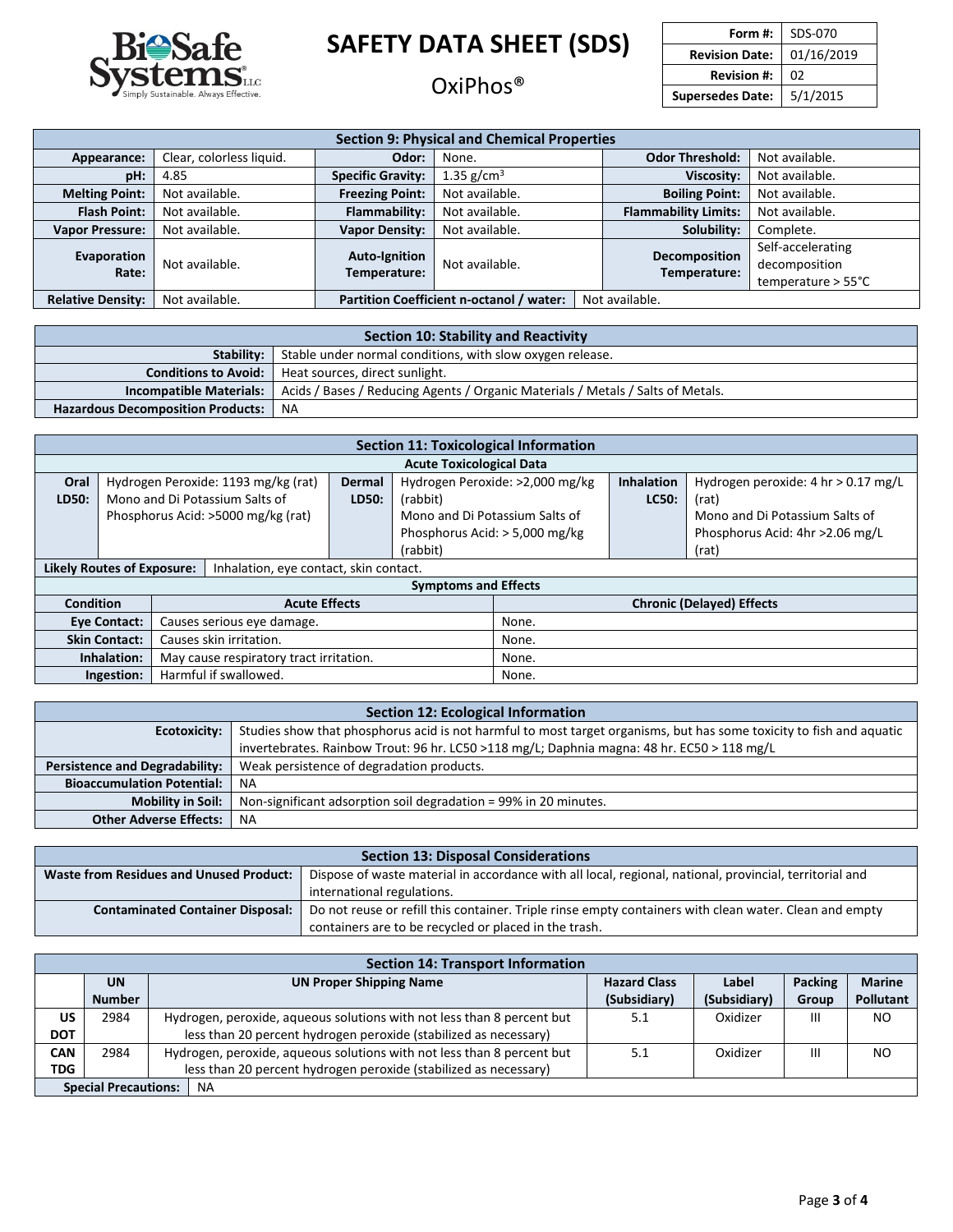| Section 9: Physical and Chemical Properties | | | | | |
|---|---|---|---|---|---|
| **Appearance:** | Clear, colorless liquid. | **Odor:** | None. | **Odor Threshold:** | Not available. |
| **pH:** | 4.85 | **Specific Gravity:** | 1.35 g/cm$^3$ | **Viscosity:** | Not available. |
| **Melting Point:** | Not available. | **Freezing Point:** | Not available. | **Boiling Point:** | Not available. |
| **Flash Point:** | Not available. | **Flammability:** | Not available. | **Flammability Limits:** | Not available. |
| **Vapor Pressure:** | Not available. | **Vapor Density:** | Not available. | **Solubility:** | Complete. |
| **Evaporation Rate:** | Not available. | **Auto-Ignition Temperature:** | Not available. | **Decomposition Temperature:** | Self-accelerating decomposition temperature > 55°C |
| **Relative Density:** | Not available. | **Partition Coefficient n-octanol / water:** | Not available. | | |

| Section 10: Stability and Reactivity | |
|---|---|
| **Stability:** | Stable under normal conditions, with slow oxygen release. |
| **Conditions to Avoid:** | Heat sources, direct sunlight. |
| **Incompatible Materials:** | Acids / Bases / Reducing Agents / Organic Materials / Metals / Salts of Metals. |
| **Hazardous Decomposition Products:** | NA |

| Section 11: Toxicological Information | | | | | |
|---|---|---|---|---|---|
| **Acute Toxicological Data** | | | | | |
| **Oral LD50:** | Hydrogen Peroxide: 1193 mg/kg (rat) Mono and Di Potassium Salts of Phosphorus Acid: >5000 mg/kg (rat) | **Dermal LD50:** | Hydrogen Peroxide: >2,000 mg/kg (rabbit) Mono and Di Potassium Salts of Phosphorus Acid: > 5,000 mg/kg (rabbit) | **Inhalation LC50:** | Hydrogen peroxide: 4 hr > 0.17 mg/L (rat) Mono and Di Potassium Salts of Phosphorus Acid: 4hr >2.06 mg/L (rat) |
| **Likely Routes of Exposure:** | Inhalation, eye contact, skin contact. | | | | |

| Symptoms and Effects | | |
|---|---|---|
| **Condition** | **Acute Effects** | **Chronic (Delayed) Effects** |
| **Eye Contact:** | Causes serious eye damage. | None. |
| **Skin Contact:** | Causes skin irritation. | None. |
| **Inhalation:** | May cause respiratory tract irritation. | None. |
| **Ingestion:** | Harmful if swallowed. | None. |

| Section 12: Ecological Information | |
|---|---|
| **Ecotoxicity:** | Studies show that phosphorus acid is not harmful to most target organisms, but has some toxicity to fish and aquatic invertebrates. Rainbow Trout: 96 hr. LC50 >118 mg/L; Daphnia magna: 48 hr. EC50 > 118 mg/L |
| **Persistence and Degradability:** | Weak persistence of degradation products. |
| **Bioaccumulation Potential:** | NA |
| **Mobility in Soil:** | Non-significant adsorption soil degradation = 99% in 20 minutes. |
| **Other Adverse Effects:** | NA |

| Section 13: Disposal Considerations | |
|---|---|
| **Waste from Residues and Unused Product:** | Dispose of waste material in accordance with all local, regional, national, provincial, territorial and international regulations. |
| **Contaminated Container Disposal:** | Do not reuse or refill this container. Triple rinse empty containers with clean water. Clean and empty containers are to be recycled or placed in the trash. |

| Section 14: Transport Information | | | | | | |
|---|---|---|---|---|---|---|
| | **UN Number** | **UN Proper Shipping Name** | **Hazard Class (Subsidiary)** | **Label (Subsidiary)** | **Packing Group** | **Marine Pollutant** |
| **US DOT** | 2984 | Hydrogen, peroxide, aqueous solutions with not less than 8 percent but less than 20 percent hydrogen peroxide (stabilized as necessary) | 5.1 | Oxidizer | III | NO |
| **CAN TDG** | 2984 | Hydrogen, peroxide, aqueous solutions with not less than 8 percent but less than 20 percent hydrogen peroxide (stabilized as necessary) | 5.1 | Oxidizer | III | NO |
| **Special Precautions:** | NA | | | | | |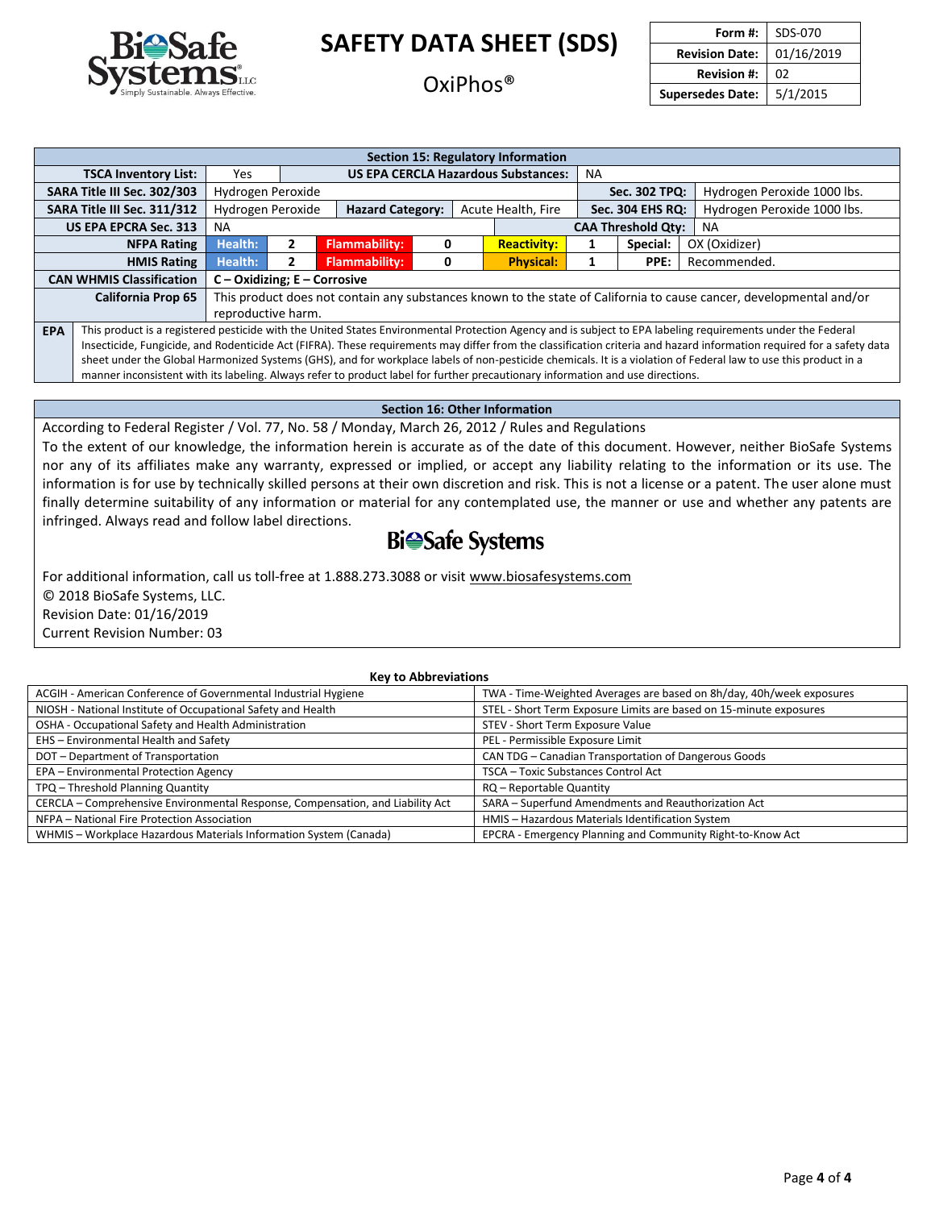# SAFETY DATA SHEET (SDS)

OxiPhos®

| Form #: | SDS-070 |
|---|---|
| Revision Date: | 01/16/2019 |
| Revision #: | 02 |
| Supersedes Date: | 5/1/2015 |

## Section 15: Regulatory Information

| | | | | | | | | |
|---|---|---|---|---|---|---|---|---|
| **TSCA Inventory List:** | Yes | **US EPA CERCLA Hazardous Substances:** | | | NA | | | |
| **SARA Title III Sec. 302/303** | Hydrogen Peroxide | | | | | **Sec. 302 TPQ:** | Hydrogen Peroxide 1000 lbs. | |
| **SARA Title III Sec. 311/312** | Hydrogen Peroxide | **Hazard Category:** | Acute Health, Fire | | | **Sec. 304 EHS RQ:** | Hydrogen Peroxide 1000 lbs. | |
| **US EPA EPCRA Sec. 313** | NA | | | | | **CAA Threshold Qty:** | NA | |
| **NFPA Rating** | **Health:** 2 | **Flammability:** 0 | | **Reactivity:** | 1 | **Special:** | OX (Oxidizer) | |
| **HMIS Rating** | **Health:** 2 | **Flammability:** 0 | | **Physical:** | 1 | **PPE:** | Recommended. | |
| **CAN WHMIS Classification** | **C – Oxidizing; E – Corrosive** | | | | | | | |
| **California Prop 65** | This product does not contain any substances known to the state of California to cause cancer, developmental and/or reproductive harm. | | | | | | | |

**EPA** This product is a registered pesticide with the United States Environmental Protection Agency and is subject to EPA labeling requirements under the Federal Insecticide, Fungicide, and Rodenticide Act (FIFRA). These requirements may differ from the classification criteria and hazard information required for a safety data sheet under the Global Harmonized Systems (GHS), and for workplace labels of non-pesticide chemicals. It is a violation of Federal law to use this product in a manner inconsistent with its labeling. Always refer to product label for further precautionary information and use directions.

## Section 16: Other Information

According to Federal Register / Vol. 77, No. 58 / Monday, March 26, 2012 / Rules and Regulations

To the extent of our knowledge, the information herein is accurate as of the date of this document. However, neither BioSafe Systems nor any of its affiliates make any warranty, expressed or implied, or accept any liability relating to the information or its use. The information is for use by technically skilled persons at their own discretion and risk. This is not a license or a patent. The user alone must finally determine suitability of any information or material for any contemplated use, the manner or use and whether any patents are infringed. Always read and follow label directions.

BioSafe Systems

For additional information, call us toll-free at 1.888.273.3088 or visit www.biosafesystems.com

© 2018 BioSafe Systems, LLC.

Revision Date: 01/16/2019

Current Revision Number: 03

### Key to Abbreviations

| | |
|---|---|
| ACGIH - American Conference of Governmental Industrial Hygiene | TWA - Time-Weighted Averages are based on 8h/day, 40h/week exposures |
| NIOSH - National Institute of Occupational Safety and Health | STEL - Short Term Exposure Limits are based on 15-minute exposures |
| OSHA - Occupational Safety and Health Administration | STEV - Short Term Exposure Value |
| EHS – Environmental Health and Safety | PEL - Permissible Exposure Limit |
| DOT – Department of Transportation | CAN TDG – Canadian Transportation of Dangerous Goods |
| EPA – Environmental Protection Agency | TSCA – Toxic Substances Control Act |
| TPQ – Threshold Planning Quantity | RQ – Reportable Quantity |
| CERCLA – Comprehensive Environmental Response, Compensation, and Liability Act | SARA – Superfund Amendments and Reauthorization Act |
| NFPA – National Fire Protection Association | HMIS – Hazardous Materials Identification System |
| WHMIS – Workplace Hazardous Materials Information System (Canada) | EPCRA - Emergency Planning and Community Right-to-Know Act |